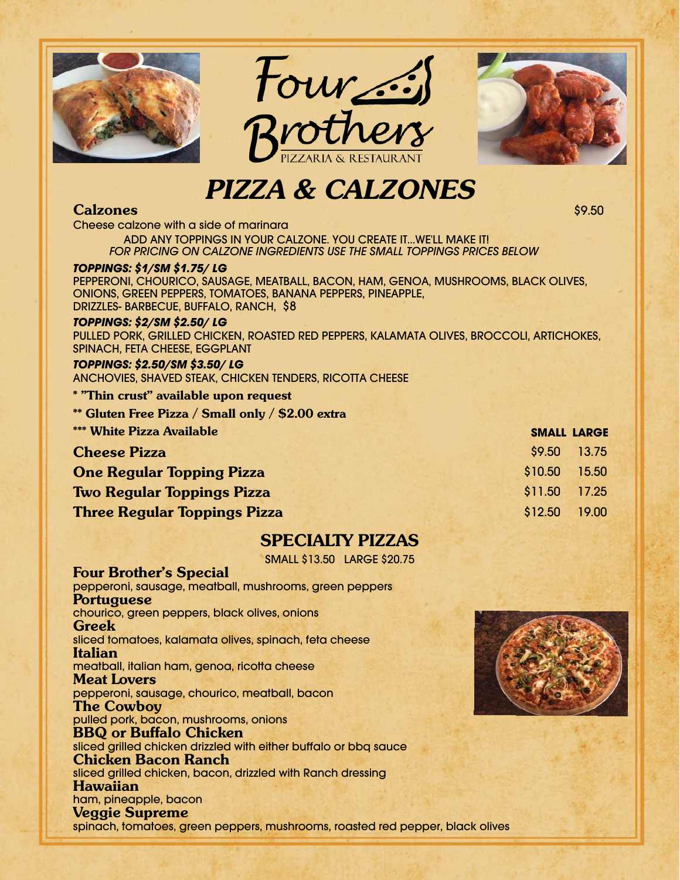# Four Brothers

PIZZARIA & RESTAURANT

## PIZZA & CALZONES

**Calzones** $9.50

Cheese calzone with a side of marinara

ADD ANY TOPPINGS IN YOUR CALZONE. YOU CREATE IT...WE'LL MAKE IT!

*FOR PRICING ON CALZONE INGREDIENTS USE THE SMALL TOPPINGS PRICES BELOW*

***TOPPINGS: $1/SM $1.75/ LG***

PEPPERONI, CHOURICO, SAUSAGE, MEATBALL, BACON, HAM, GENOA, MUSHROOMS, BLACK OLIVES, ONIONS, GREEN PEPPERS, TOMATOES, BANANA PEPPERS, PINEAPPLE, DRIZZLES- BARBECUE, BUFFALO, RANCH, $8

***TOPPINGS: $2/SM $2.50/ LG***

PULLED PORK, GRILLED CHICKEN, ROASTED RED PEPPERS, KALAMATA OLIVES, BROCCOLI, ARTICHOKES, SPINACH, FETA CHEESE, EGGPLANT

***TOPPINGS: $2.50/SM $3.50/ LG***

ANCHOVIES, SHAVED STEAK, CHICKEN TENDERS, RICOTTA CHEESE

**\* "Thin crust" available upon request**

**\*\* Gluten Free Pizza / Small only / $2.00 extra**

**\*\*\* White Pizza Available**

| | SMALL | LARGE |
|---|---|---|
| **Cheese Pizza** | $9.50 | 13.75 |
| **One Regular Topping Pizza** | $10.50 | 15.50 |
| **Two Regular Toppings Pizza** | $11.50 | 17.25 |
| **Three Regular Toppings Pizza** | $12.50 | 19.00 |

## SPECIALTY PIZZAS

SMALL $13.50 LARGE $20.75

**Four Brother's Special**
pepperoni, sausage, meatball, mushrooms, green peppers

**Portuguese**
chourico, green peppers, black olives, onions

**Greek**
sliced tomatoes, kalamata olives, spinach, feta cheese

**Italian**
meatball, italian ham, genoa, ricotta cheese

**Meat Lovers**
pepperoni, sausage, chourico, meatball, bacon

**The Cowboy**
pulled pork, bacon, mushrooms, onions

**BBQ or Buffalo Chicken**
sliced grilled chicken drizzled with either buffalo or bbq sauce

**Chicken Bacon Ranch**
sliced grilled chicken, bacon, drizzled with Ranch dressing

**Hawaiian**
ham, pineapple, bacon

**Veggie Supreme**
spinach, tomatoes, green peppers, mushrooms, roasted red pepper, black olives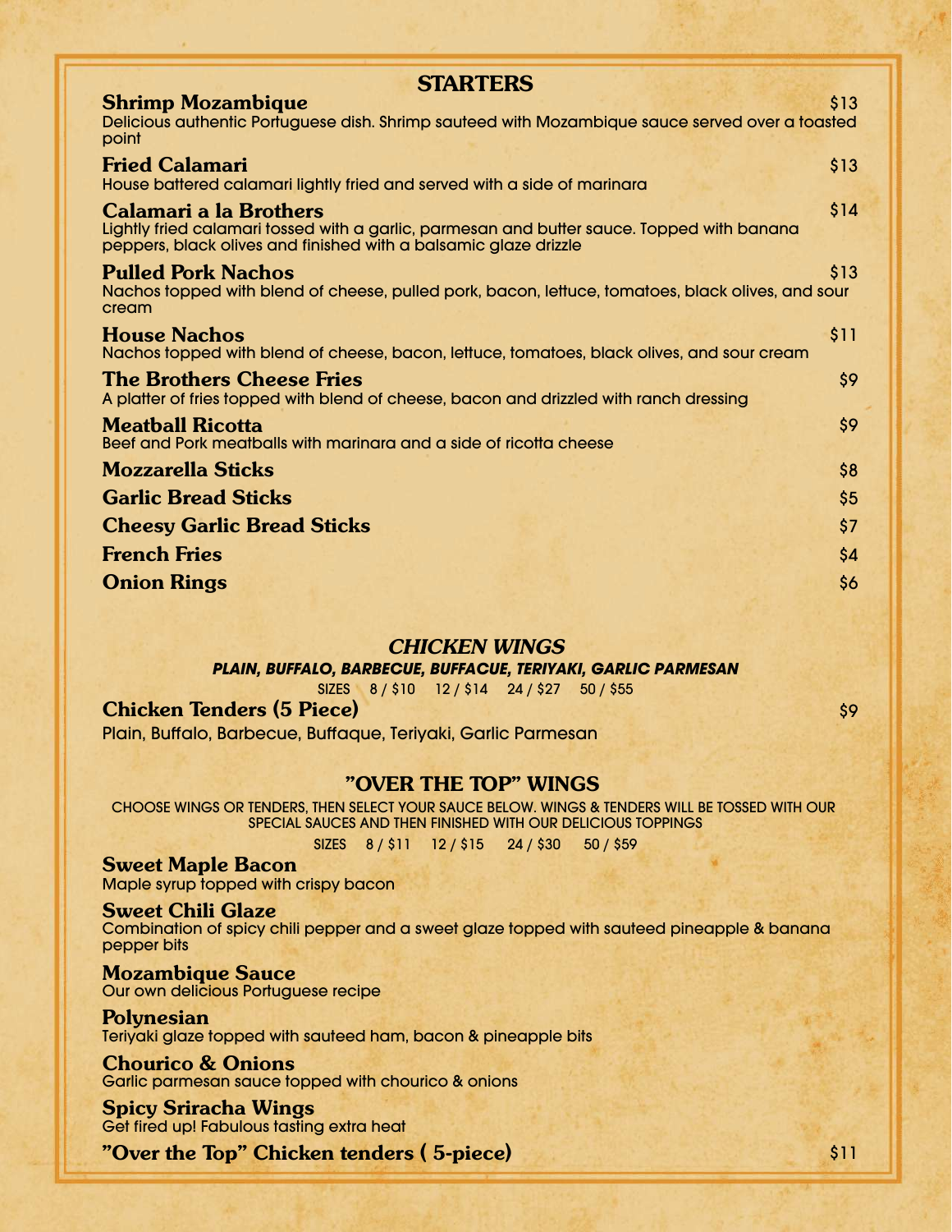## STARTERS

**Shrimp Mozambique** $13
Delicious authentic Portuguese dish. Shrimp sauteed with Mozambique sauce served over a toasted point

**Fried Calamari** $13
House battered calamari lightly fried and served with a side of marinara

**Calamari a la Brothers** $14
Lightly fried calamari tossed with a garlic, parmesan and butter sauce. Topped with banana peppers, black olives and finished with a balsamic glaze drizzle

**Pulled Pork Nachos** $13
Nachos topped with blend of cheese, pulled pork, bacon, lettuce, tomatoes, black olives, and sour cream

**House Nachos** $11
Nachos topped with blend of cheese, bacon, lettuce, tomatoes, black olives, and sour cream

**The Brothers Cheese Fries** $9
A platter of fries topped with blend of cheese, bacon and drizzled with ranch dressing

**Meatball Ricotta** $9
Beef and Pork meatballs with marinara and a side of ricotta cheese

**Mozzarella Sticks** $8

**Garlic Bread Sticks** $5

**Cheesy Garlic Bread Sticks** $7

**French Fries** $4

**Onion Rings** $6

## *CHICKEN WINGS*

***PLAIN, BUFFALO, BARBECUE, BUFFACUE, TERIYAKI, GARLIC PARMESAN***

SIZES 8 / $10 12 / $14 24 / $27 50 / $55

**Chicken Tenders (5 Piece)** $9
Plain, Buffalo, Barbecue, Buffaque, Teriyaki, Garlic Parmesan

## "OVER THE TOP" WINGS

CHOOSE WINGS OR TENDERS, THEN SELECT YOUR SAUCE BELOW. WINGS & TENDERS WILL BE TOSSED WITH OUR SPECIAL SAUCES AND THEN FINISHED WITH OUR DELICIOUS TOPPINGS

SIZES 8 / $11 12 / $15 24 / $30 50 / $59

**Sweet Maple Bacon**
Maple syrup topped with crispy bacon

**Sweet Chili Glaze**
Combination of spicy chili pepper and a sweet glaze topped with sauteed pineapple & banana pepper bits

**Mozambique Sauce**
Our own delicious Portuguese recipe

**Polynesian**
Teriyaki glaze topped with sauteed ham, bacon & pineapple bits

**Chourico & Onions**
Garlic parmesan sauce topped with chourico & onions

**Spicy Sriracha Wings**
Get fired up! Fabulous tasting extra heat

**"Over the Top" Chicken tenders ( 5-piece)** $11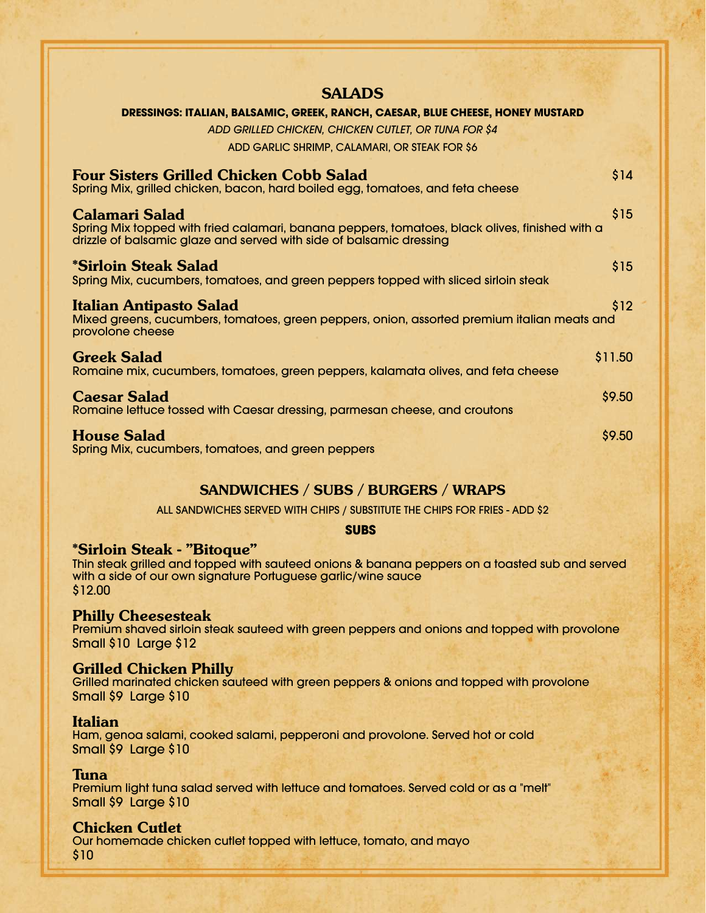## SALADS

**DRESSINGS: ITALIAN, BALSAMIC, GREEK, RANCH, CAESAR, BLUE CHEESE, HONEY MUSTARD**

*ADD GRILLED CHICKEN, CHICKEN CUTLET, OR TUNA FOR $4*

ADD GARLIC SHRIMP, CALAMARI, OR STEAK FOR $6

**Four Sisters Grilled Chicken Cobb Salad** — $14
Spring Mix, grilled chicken, bacon, hard boiled egg, tomatoes, and feta cheese

**Calamari Salad** — $15
Spring Mix topped with fried calamari, banana peppers, tomatoes, black olives, finished with a drizzle of balsamic glaze and served with side of balsamic dressing

**\*Sirloin Steak Salad** — $15
Spring Mix, cucumbers, tomatoes, and green peppers topped with sliced sirloin steak

**Italian Antipasto Salad** — $12
Mixed greens, cucumbers, tomatoes, green peppers, onion, assorted premium italian meats and provolone cheese

**Greek Salad** — $11.50
Romaine mix, cucumbers, tomatoes, green peppers, kalamata olives, and feta cheese

**Caesar Salad** — $9.50
Romaine lettuce tossed with Caesar dressing, parmesan cheese, and croutons

**House Salad** — $9.50
Spring Mix, cucumbers, tomatoes, and green peppers

## SANDWICHES / SUBS / BURGERS / WRAPS

ALL SANDWICHES SERVED WITH CHIPS / SUBSTITUTE THE CHIPS FOR FRIES - ADD $2

### SUBS

**\*Sirloin Steak - "Bitoque"**
Thin steak grilled and topped with sauteed onions & banana peppers on a toasted sub and served with a side of our own signature Portuguese garlic/wine sauce
$12.00

**Philly Cheesesteak**
Premium shaved sirloin steak sauteed with green peppers and onions and topped with provolone
Small $10 Large $12

**Grilled Chicken Philly**
Grilled marinated chicken sauteed with green peppers & onions and topped with provolone
Small $9 Large $10

**Italian**
Ham, genoa salami, cooked salami, pepperoni and provolone. Served hot or cold
Small $9 Large $10

**Tuna**
Premium light tuna salad served with lettuce and tomatoes. Served cold or as a "melt"
Small $9 Large $10

**Chicken Cutlet**
Our homemade chicken cutlet topped with lettuce, tomato, and mayo
$10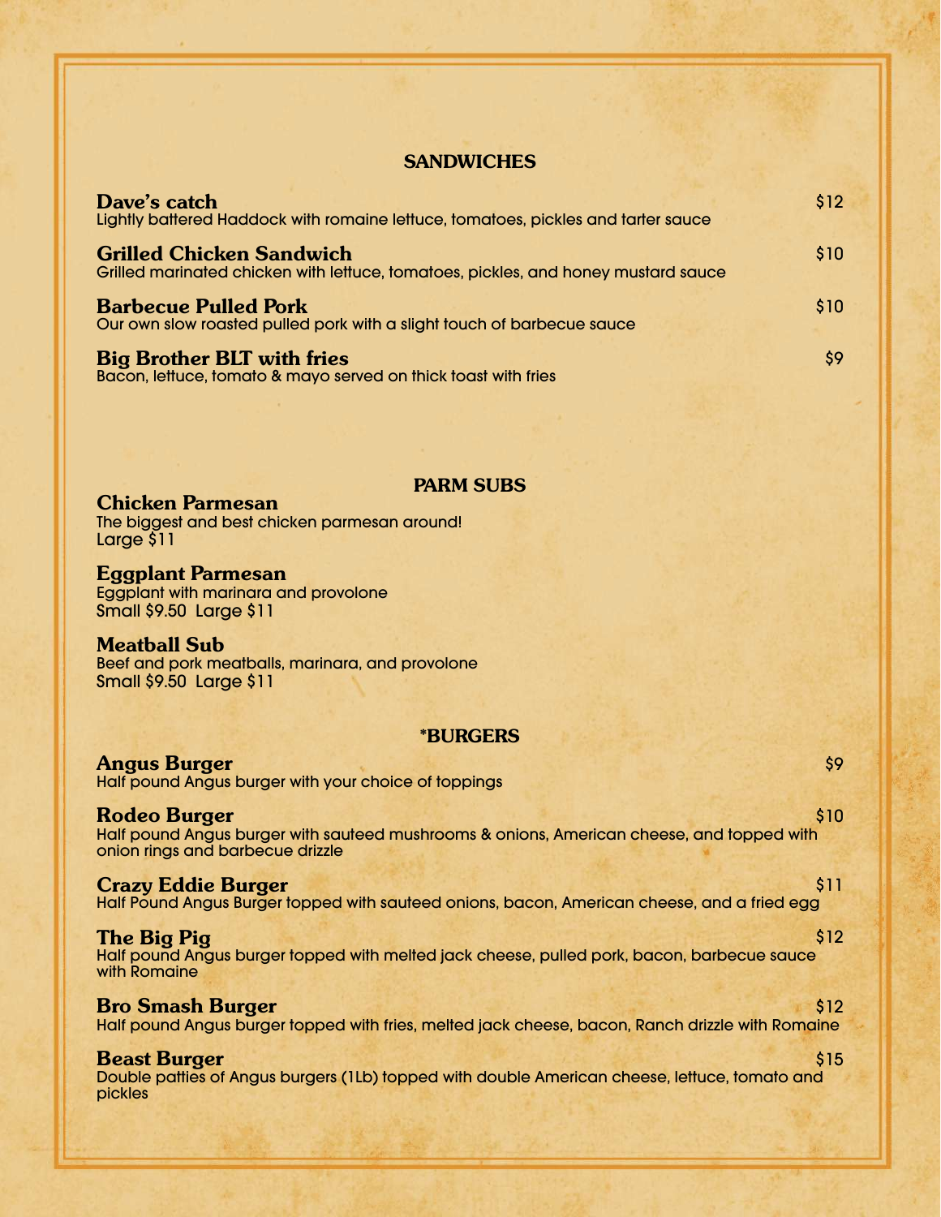## SANDWICHES

**Dave's catch** $12
Lightly battered Haddock with romaine lettuce, tomatoes, pickles and tarter sauce

**Grilled Chicken Sandwich** $10
Grilled marinated chicken with lettuce, tomatoes, pickles, and honey mustard sauce

**Barbecue Pulled Pork** $10
Our own slow roasted pulled pork with a slight touch of barbecue sauce

**Big Brother BLT with fries** $9
Bacon, lettuce, tomato & mayo served on thick toast with fries

## PARM SUBS

**Chicken Parmesan**
The biggest and best chicken parmesan around!
Large $11

**Eggplant Parmesan**
Eggplant with marinara and provolone
Small $9.50 Large $11

**Meatball Sub**
Beef and pork meatballs, marinara, and provolone
Small $9.50 Large $11

## *BURGERS

**Angus Burger** $9
Half pound Angus burger with your choice of toppings

**Rodeo Burger** $10
Half pound Angus burger with sauteed mushrooms & onions, American cheese, and topped with onion rings and barbecue drizzle

**Crazy Eddie Burger** $11
Half Pound Angus Burger topped with sauteed onions, bacon, American cheese, and a fried egg

**The Big Pig** $12
Half pound Angus burger topped with melted jack cheese, pulled pork, bacon, barbecue sauce with Romaine

**Bro Smash Burger** $12
Half pound Angus burger topped with fries, melted jack cheese, bacon, Ranch drizzle with Romaine

**Beast Burger** $15
Double patties of Angus burgers (1Lb) topped with double American cheese, lettuce, tomato and pickles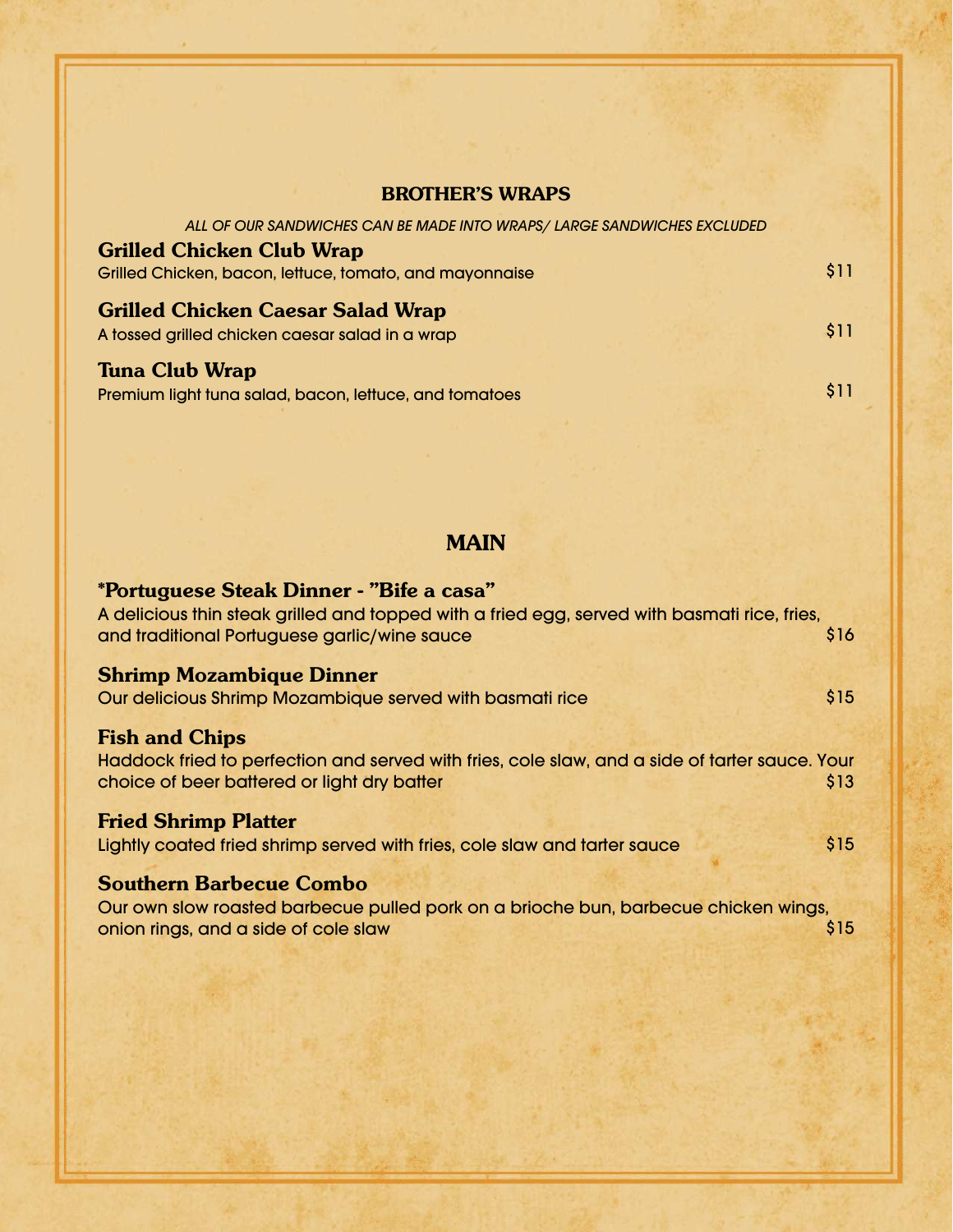## BROTHER'S WRAPS

*ALL OF OUR SANDWICHES CAN BE MADE INTO WRAPS/ LARGE SANDWICHES EXCLUDED*

**Grilled Chicken Club Wrap**
Grilled Chicken, bacon, lettuce, tomato, and mayonnaise — $11

**Grilled Chicken Caesar Salad Wrap**
A tossed grilled chicken caesar salad in a wrap — $11

**Tuna Club Wrap**
Premium light tuna salad, bacon, lettuce, and tomatoes — $11

## MAIN

**\*Portuguese Steak Dinner - "Bife a casa"**
A delicious thin steak grilled and topped with a fried egg, served with basmati rice, fries, and traditional Portuguese garlic/wine sauce — $16

**Shrimp Mozambique Dinner**
Our delicious Shrimp Mozambique served with basmati rice — $15

**Fish and Chips**
Haddock fried to perfection and served with fries, cole slaw, and a side of tarter sauce. Your choice of beer battered or light dry batter — $13

**Fried Shrimp Platter**
Lightly coated fried shrimp served with fries, cole slaw and tarter sauce — $15

**Southern Barbecue Combo**
Our own slow roasted barbecue pulled pork on a brioche bun, barbecue chicken wings, onion rings, and a side of cole slaw — $15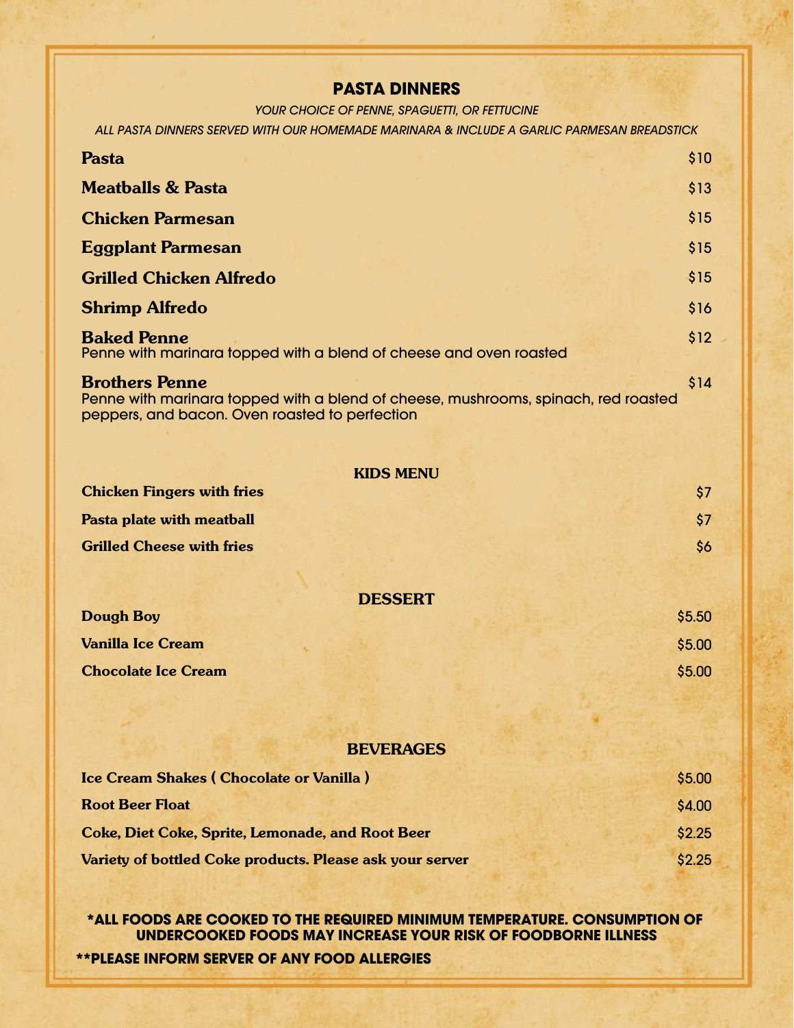## PASTA DINNERS

*YOUR CHOICE OF PENNE, SPAGUETTI, OR FETTUCINE*

*ALL PASTA DINNERS SERVED WITH OUR HOMEMADE MARINARA & INCLUDE A GARLIC PARMESAN BREADSTICK*

| | |
|---|---|
| **Pasta** | $10 |
| **Meatballs & Pasta** | $13 |
| **Chicken Parmesan** | $15 |
| **Eggplant Parmesan** | $15 |
| **Grilled Chicken Alfredo** | $15 |
| **Shrimp Alfredo** | $16 |
| **Baked Penne**<br>Penne with marinara topped with a blend of cheese and oven roasted | $12 |
| **Brothers Penne**<br>Penne with marinara topped with a blend of cheese, mushrooms, spinach, red roasted peppers, and bacon. Oven roasted to perfection | $14 |

## KIDS MENU

| | |
|---|---|
| **Chicken Fingers with fries** | $7 |
| **Pasta plate with meatball** | $7 |
| **Grilled Cheese with fries** | $6 |

## DESSERT

| | |
|---|---|
| **Dough Boy** | $5.50 |
| **Vanilla Ice Cream** | $5.00 |
| **Chocolate Ice Cream** | $5.00 |

## BEVERAGES

| | |
|---|---|
| **Ice Cream Shakes ( Chocolate or Vanilla )** | $5.00 |
| **Root Beer Float** | $4.00 |
| **Coke, Diet Coke, Sprite, Lemonade, and Root Beer** | $2.25 |
| **Variety of bottled Coke products. Please ask your server** | $2.25 |

**\*ALL FOODS ARE COOKED TO THE REQUIRED MINIMUM TEMPERATURE. CONSUMPTION OF UNDERCOOKED FOODS MAY INCREASE YOUR RISK OF FOODBORNE ILLNESS**

**\*\*PLEASE INFORM SERVER OF ANY FOOD ALLERGIES**